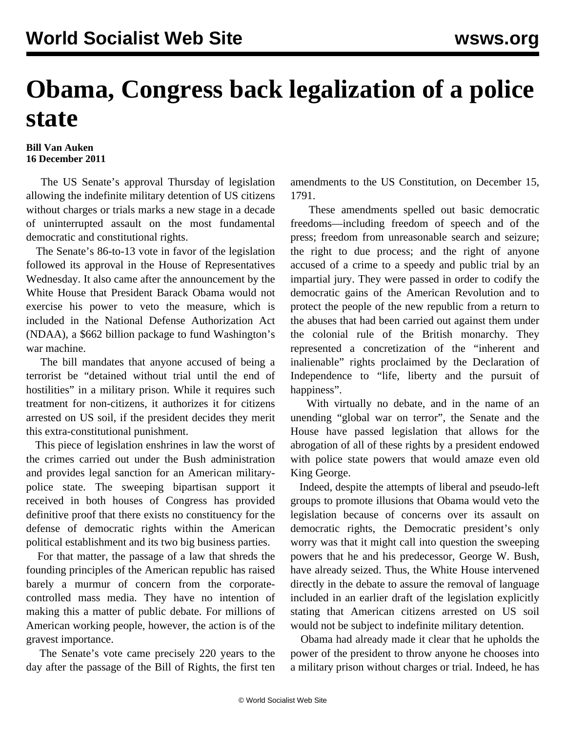# Obama, Congress back legalization of a police state

**Bill Van Auken**
**16 December 2011**

The US Senate's approval Thursday of legislation allowing the indefinite military detention of US citizens without charges or trials marks a new stage in a decade of uninterrupted assault on the most fundamental democratic and constitutional rights.

The Senate's 86-to-13 vote in favor of the legislation followed its approval in the House of Representatives Wednesday. It also came after the announcement by the White House that President Barack Obama would not exercise his power to veto the measure, which is included in the National Defense Authorization Act (NDAA), a $662 billion package to fund Washington's war machine.

The bill mandates that anyone accused of being a terrorist be "detained without trial until the end of hostilities" in a military prison. While it requires such treatment for non-citizens, it authorizes it for citizens arrested on US soil, if the president decides they merit this extra-constitutional punishment.

This piece of legislation enshrines in law the worst of the crimes carried out under the Bush administration and provides legal sanction for an American military-police state. The sweeping bipartisan support it received in both houses of Congress has provided definitive proof that there exists no constituency for the defense of democratic rights within the American political establishment and its two big business parties.

For that matter, the passage of a law that shreds the founding principles of the American republic has raised barely a murmur of concern from the corporate-controlled mass media. They have no intention of making this a matter of public debate. For millions of American working people, however, the action is of the gravest importance.

The Senate's vote came precisely 220 years to the day after the passage of the Bill of Rights, the first ten amendments to the US Constitution, on December 15, 1791.

These amendments spelled out basic democratic freedoms—including freedom of speech and of the press; freedom from unreasonable search and seizure; the right to due process; and the right of anyone accused of a crime to a speedy and public trial by an impartial jury. They were passed in order to codify the democratic gains of the American Revolution and to protect the people of the new republic from a return to the abuses that had been carried out against them under the colonial rule of the British monarchy. They represented a concretization of the "inherent and inalienable" rights proclaimed by the Declaration of Independence to "life, liberty and the pursuit of happiness".

With virtually no debate, and in the name of an unending "global war on terror", the Senate and the House have passed legislation that allows for the abrogation of all of these rights by a president endowed with police state powers that would amaze even old King George.

Indeed, despite the attempts of liberal and pseudo-left groups to promote illusions that Obama would veto the legislation because of concerns over its assault on democratic rights, the Democratic president's only worry was that it might call into question the sweeping powers that he and his predecessor, George W. Bush, have already seized. Thus, the White House intervened directly in the debate to assure the removal of language included in an earlier draft of the legislation explicitly stating that American citizens arrested on US soil would not be subject to indefinite military detention.

Obama had already made it clear that he upholds the power of the president to throw anyone he chooses into a military prison without charges or trial. Indeed, he has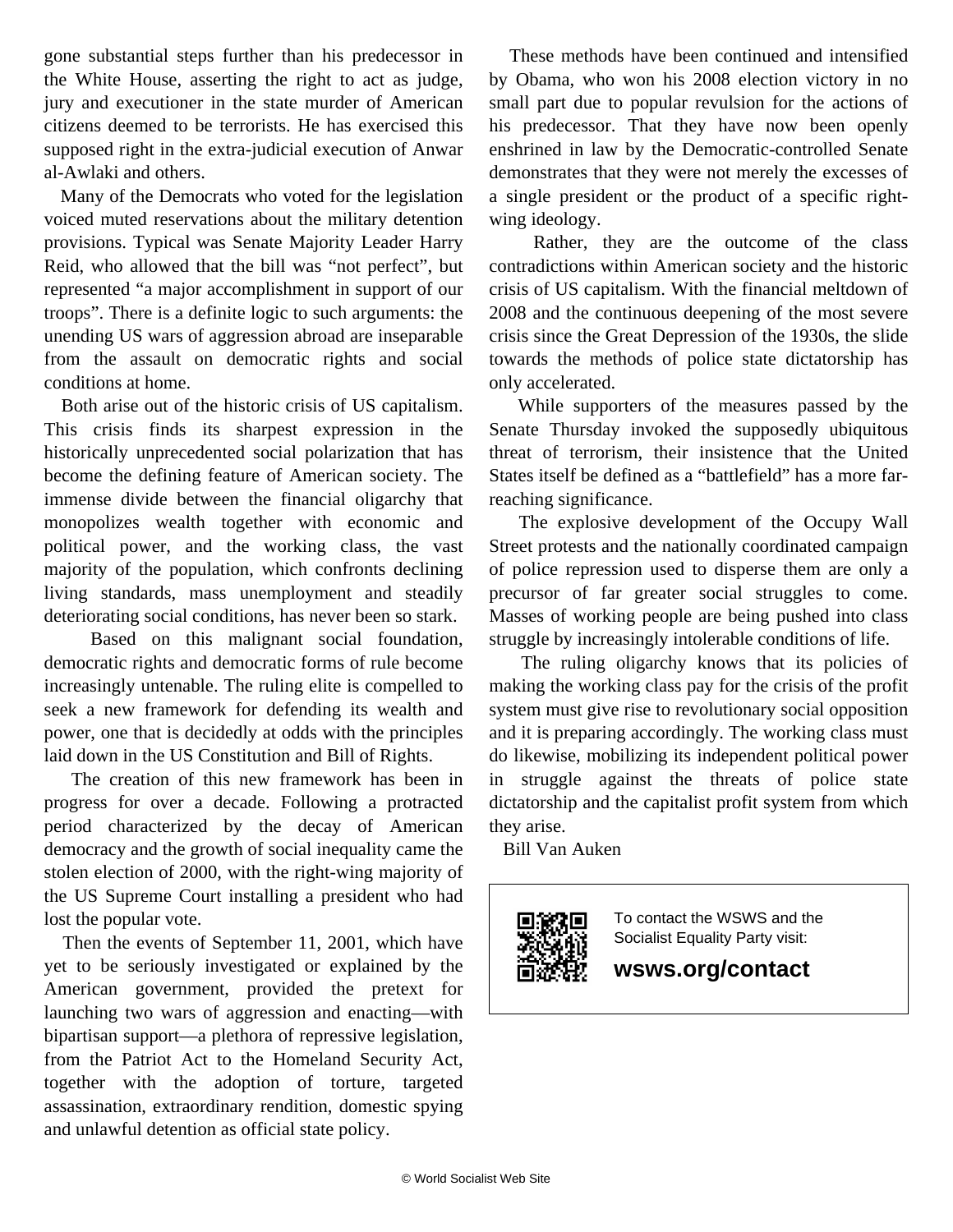gone substantial steps further than his predecessor in the White House, asserting the right to act as judge, jury and executioner in the state murder of American citizens deemed to be terrorists. He has exercised this supposed right in the extra-judicial execution of Anwar al-Awlaki and others.

Many of the Democrats who voted for the legislation voiced muted reservations about the military detention provisions. Typical was Senate Majority Leader Harry Reid, who allowed that the bill was "not perfect", but represented "a major accomplishment in support of our troops". There is a definite logic to such arguments: the unending US wars of aggression abroad are inseparable from the assault on democratic rights and social conditions at home.

Both arise out of the historic crisis of US capitalism. This crisis finds its sharpest expression in the historically unprecedented social polarization that has become the defining feature of American society. The immense divide between the financial oligarchy that monopolizes wealth together with economic and political power, and the working class, the vast majority of the population, which confronts declining living standards, mass unemployment and steadily deteriorating social conditions, has never been so stark.

Based on this malignant social foundation, democratic rights and democratic forms of rule become increasingly untenable. The ruling elite is compelled to seek a new framework for defending its wealth and power, one that is decidedly at odds with the principles laid down in the US Constitution and Bill of Rights.

The creation of this new framework has been in progress for over a decade. Following a protracted period characterized by the decay of American democracy and the growth of social inequality came the stolen election of 2000, with the right-wing majority of the US Supreme Court installing a president who had lost the popular vote.

Then the events of September 11, 2001, which have yet to be seriously investigated or explained by the American government, provided the pretext for launching two wars of aggression and enacting—with bipartisan support—a plethora of repressive legislation, from the Patriot Act to the Homeland Security Act, together with the adoption of torture, targeted assassination, extraordinary rendition, domestic spying and unlawful detention as official state policy.

These methods have been continued and intensified by Obama, who won his 2008 election victory in no small part due to popular revulsion for the actions of his predecessor. That they have now been openly enshrined in law by the Democratic-controlled Senate demonstrates that they were not merely the excesses of a single president or the product of a specific right-wing ideology.

Rather, they are the outcome of the class contradictions within American society and the historic crisis of US capitalism. With the financial meltdown of 2008 and the continuous deepening of the most severe crisis since the Great Depression of the 1930s, the slide towards the methods of police state dictatorship has only accelerated.

While supporters of the measures passed by the Senate Thursday invoked the supposedly ubiquitous threat of terrorism, their insistence that the United States itself be defined as a "battlefield" has a more far-reaching significance.

The explosive development of the Occupy Wall Street protests and the nationally coordinated campaign of police repression used to disperse them are only a precursor of far greater social struggles to come. Masses of working people are being pushed into class struggle by increasingly intolerable conditions of life.

The ruling oligarchy knows that its policies of making the working class pay for the crisis of the profit system must give rise to revolutionary social opposition and it is preparing accordingly. The working class must do likewise, mobilizing its independent political power in struggle against the threats of police state dictatorship and the capitalist profit system from which they arise.

Bill Van Auken

To contact the WSWS and the Socialist Equality Party visit:

**wsws.org/contact**